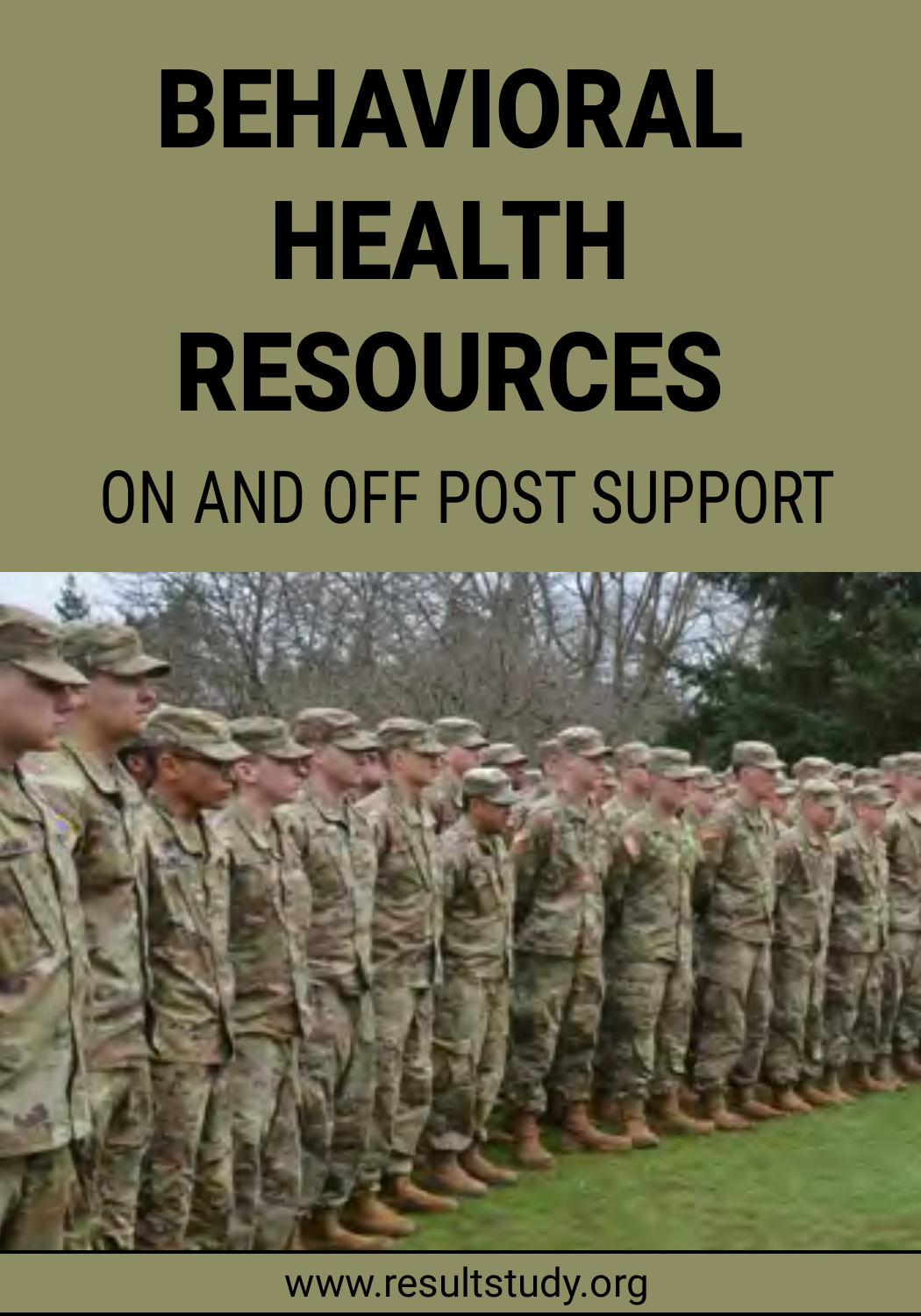# BEHAVIORAL HEALTH RESOURCES

## ON AND OFF POST SUPPORT

www.resultstudy.org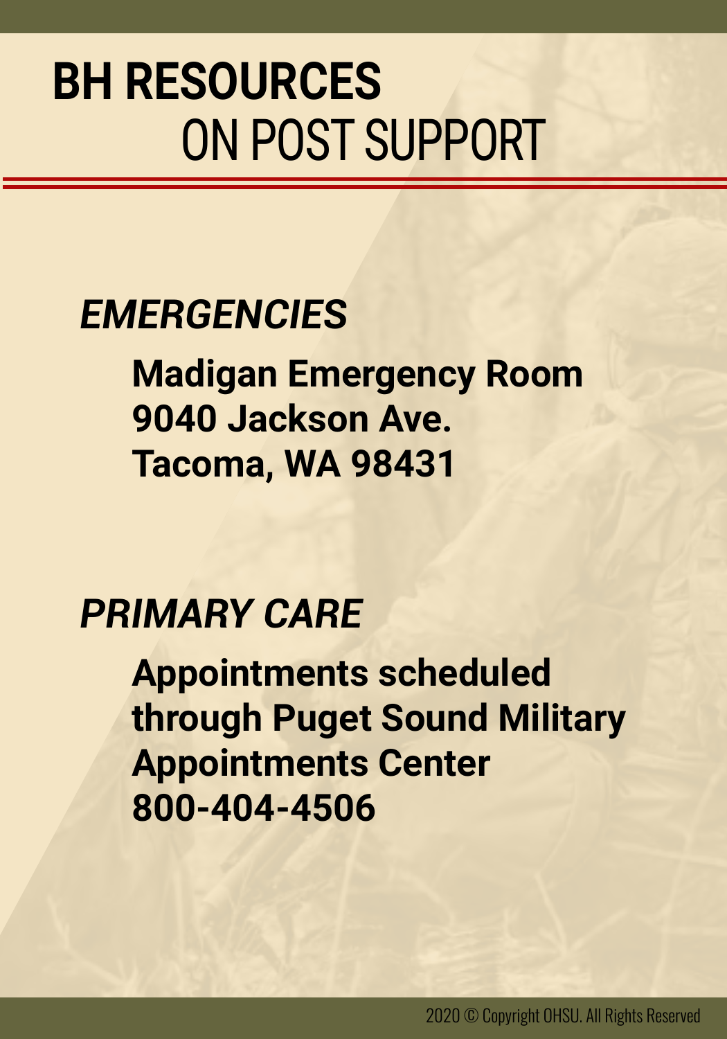# BH RESOURCES
## ON POST SUPPORT

### *EMERGENCIES*

**Madigan Emergency Room**
**9040 Jackson Ave.**
**Tacoma, WA 98431**

### *PRIMARY CARE*

**Appointments scheduled through Puget Sound Military Appointments Center**
**800-404-4506**

2020 © Copyright OHSU. All Rights Reserved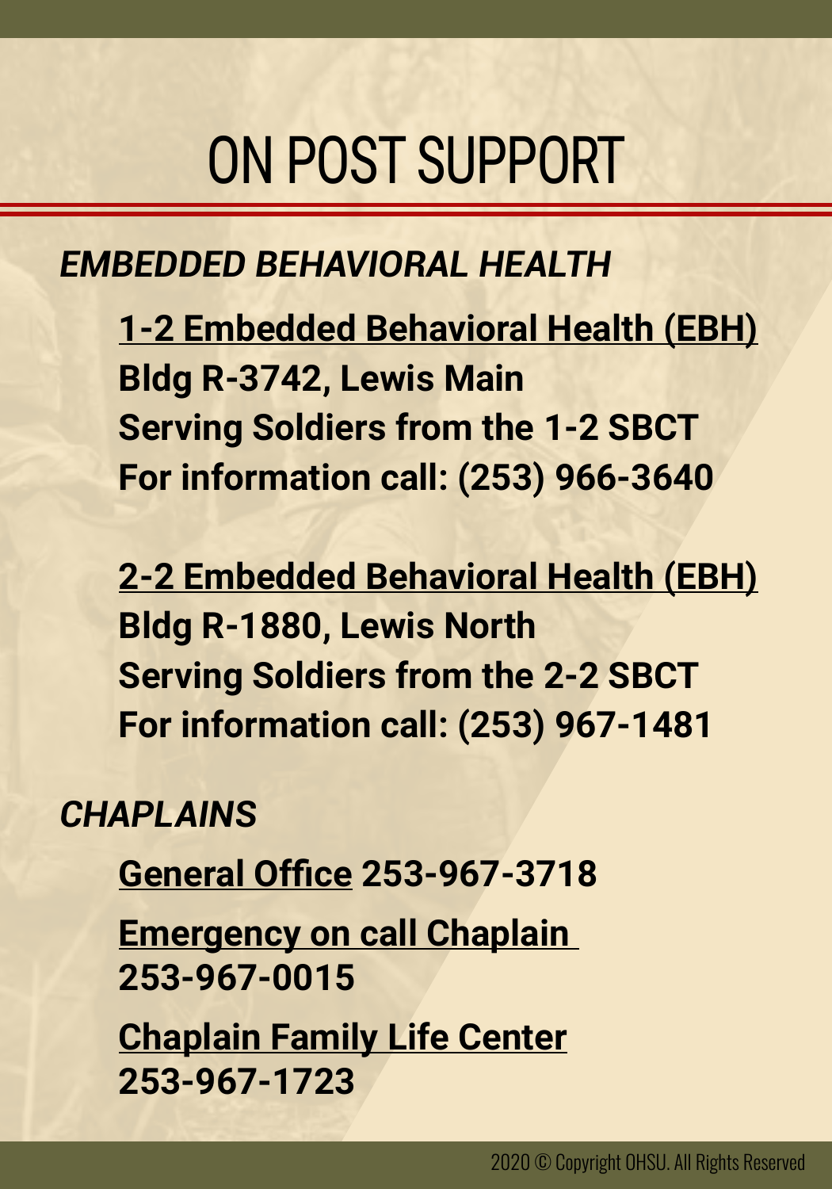# ON POST SUPPORT

## *EMBEDDED BEHAVIORAL HEALTH*

**1-2 Embedded Behavioral Health (EBH)**
**Bldg R-3742, Lewis Main**
**Serving Soldiers from the 1-2 SBCT**
**For information call: (253) 966-3640**

**2-2 Embedded Behavioral Health (EBH)**
**Bldg R-1880, Lewis North**
**Serving Soldiers from the 2-2 SBCT**
**For information call: (253) 967-1481**

## *CHAPLAINS*

**General Office 253-967-3718**

**Emergency on call Chaplain**
**253-967-0015**

**Chaplain Family Life Center**
**253-967-1723**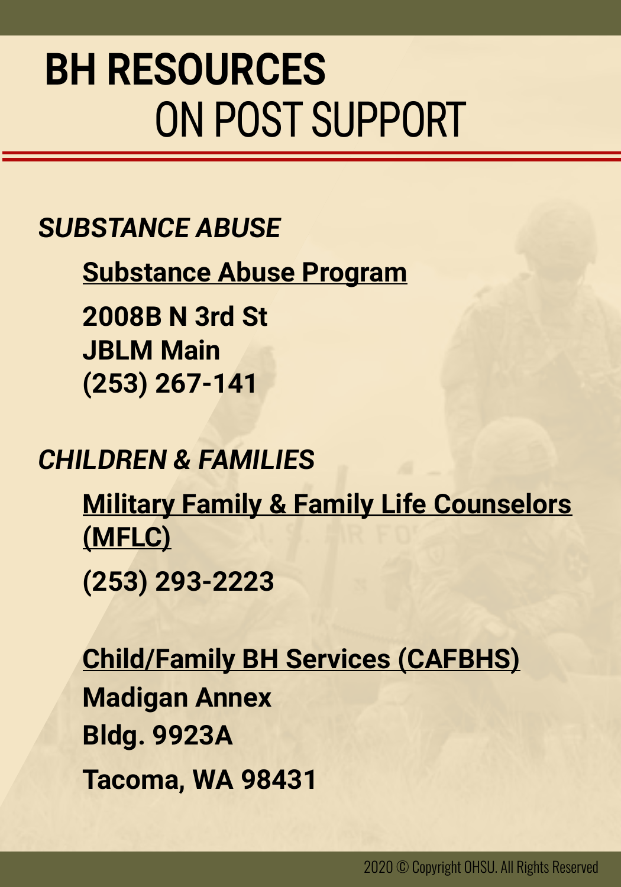# BH RESOURCES
## ON POST SUPPORT

### *SUBSTANCE ABUSE*

**Substance Abuse Program**

**2008B N 3rd St**
**JBLM Main**
**(253) 267-141**

### *CHILDREN & FAMILIES*

**Military Family & Family Life Counselors (MFLC)**

**(253) 293-2223**

**Child/Family BH Services (CAFBHS)**
**Madigan Annex**
**Bldg. 9923A**
**Tacoma, WA 98431**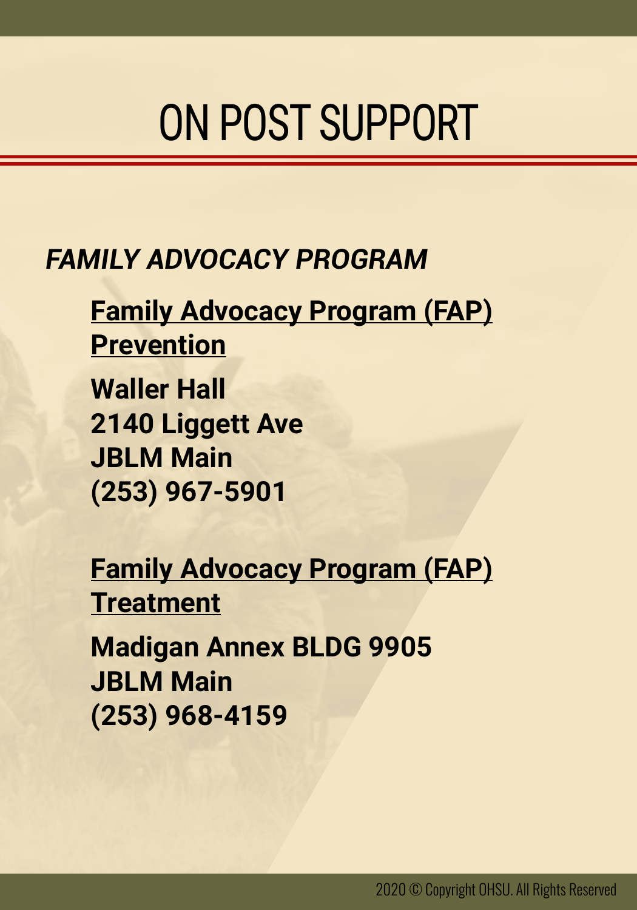# ON POST SUPPORT

## *FAMILY ADVOCACY PROGRAM*

**Family Advocacy Program (FAP) Prevention**

**Waller Hall**
**2140 Liggett Ave**
**JBLM Main**
**(253) 967-5901**

**Family Advocacy Program (FAP) Treatment**

**Madigan Annex BLDG 9905**
**JBLM Main**
**(253) 968-4159**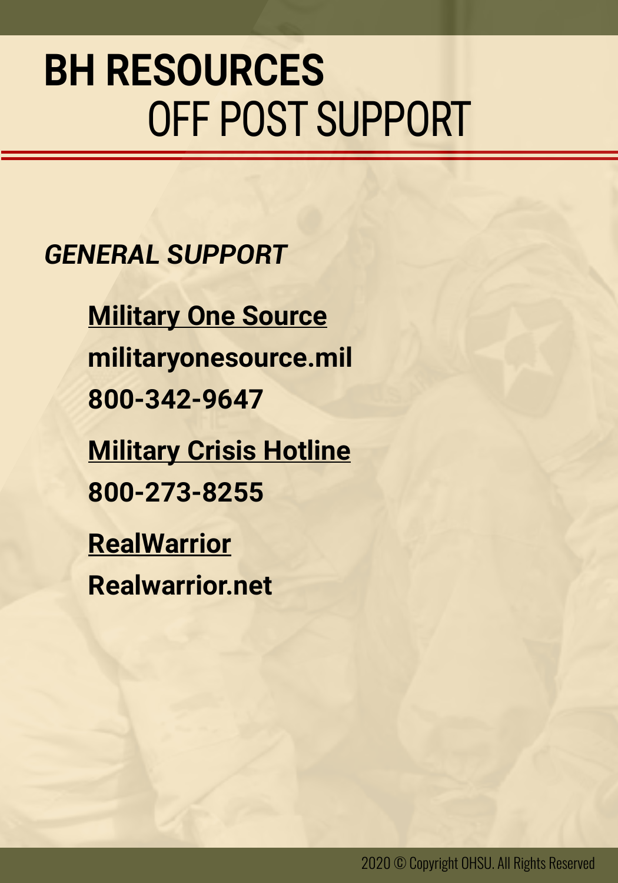# BH RESOURCES
## OFF POST SUPPORT

### *GENERAL SUPPORT*

**Military One Source**

**militaryonesource.mil**

**800-342-9647**

**Military Crisis Hotline**

**800-273-8255**

**RealWarrior**

**Realwarrior.net**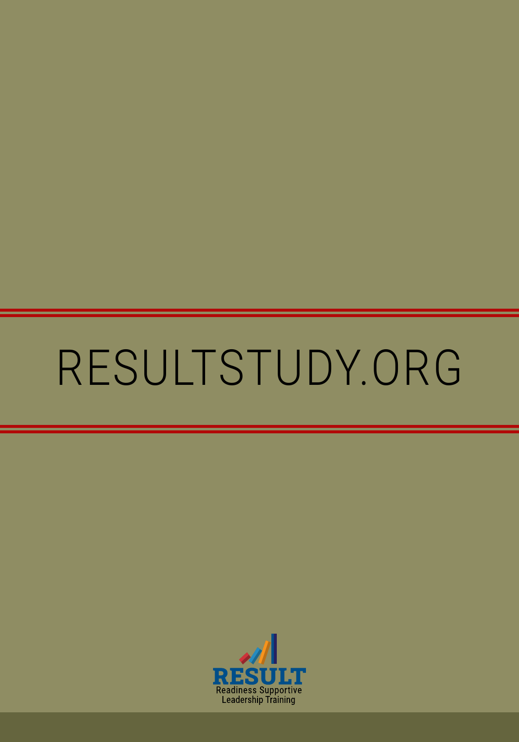# RESULTSTUDY.ORG

RESULT

Readiness Supportive Leadership Training